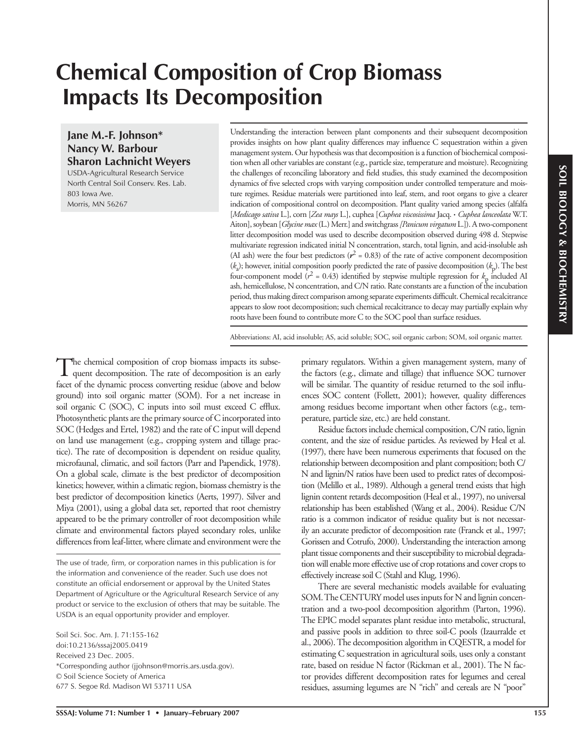# Chemical Composition of Crop Biomass Impacts Its Decomposition

**Jane M.-F. Johnson***
**Nancy W. Barbour**
**Sharon Lachnicht Weyers**

USDA-Agricultural Research Service
North Central Soil Conserv. Res. Lab.
803 Iowa Ave.
Morris, MN 56267

Understanding the interaction between plant components and their subsequent decomposition provides insights on how plant quality differences may influence C sequestration within a given management system. Our hypothesis was that decomposition is a function of biochemical composition when all other variables are constant (e.g., particle size, temperature and moisture). Recognizing the challenges of reconciling laboratory and field studies, this study examined the decomposition dynamics of five selected crops with varying composition under controlled temperature and moisture regimes. Residue materials were partitioned into leaf, stem, and root organs to give a clearer indication of compositional control on decomposition. Plant quality varied among species (alfalfa [*Medicago sativa* L.], corn [*Zea mays* L.], cuphea [*Cuphea viscosissima* Jacq. • *Cuphea lanceolata* W.T. Aiton], soybean [*Glycine max* (L.) Merr.] and switchgrass [*Panicum virgatum* L.]). A two-component litter decomposition model was used to describe decomposition observed during 498 d. Stepwise multivariate regression indicated initial N concentration, starch, total lignin, and acid-insoluble ash (AI ash) were the four best predictors ($r^2$ = 0.83) of the rate of active component decomposition ($k_a$); however, initial composition poorly predicted the rate of passive decomposition ($k_p$). The best four-component model ($r^2$ = 0.43) identified by stepwise multiple regression for $k_p$ included AI ash, hemicellulose, N concentration, and C/N ratio. Rate constants are a function of the incubation period, thus making direct comparison among separate experiments difficult. Chemical recalcitrance appears to slow root decomposition; such chemical recalcitrance to decay may partially explain why roots have been found to contribute more C to the SOC pool than surface residues.

Abbreviations: AI, acid insoluble; AS, acid soluble; SOC, soil organic carbon; SOM, soil organic matter.

The chemical composition of crop biomass impacts its subsequent decomposition. The rate of decomposition is an early facet of the dynamic process converting residue (above and below ground) into soil organic matter (SOM). For a net increase in soil organic C (SOC), C inputs into soil must exceed C efflux. Photosynthetic plants are the primary source of C incorporated into SOC (Hedges and Ertel, 1982) and the rate of C input will depend on land use management (e.g., cropping system and tillage practice). The rate of decomposition is dependent on residue quality, microfaunal, climatic, and soil factors (Parr and Papendick, 1978). On a global scale, climate is the best predictor of decomposition kinetics; however, within a climatic region, biomass chemistry is the best predictor of decomposition kinetics (Aerts, 1997). Silver and Miya (2001), using a global data set, reported that root chemistry appeared to be the primary controller of root decomposition while climate and environmental factors played secondary roles, unlike differences from leaf-litter, where climate and environment were the primary regulators. Within a given management system, many of the factors (e.g., climate and tillage) that influence SOC turnover will be similar. The quantity of residue returned to the soil influences SOC content (Follett, 2001); however, quality differences among residues become important when other factors (e.g., temperature, particle size, etc.) are held constant.

Residue factors include chemical composition, C/N ratio, lignin content, and the size of residue particles. As reviewed by Heal et al. (1997), there have been numerous experiments that focused on the relationship between decomposition and plant composition; both C/N and lignin/N ratios have been used to predict rates of decomposition (Melillo et al., 1989). Although a general trend exists that high lignin content retards decomposition (Heal et al., 1997), no universal relationship has been established (Wang et al., 2004). Residue C/N ratio is a common indicator of residue quality but is not necessarily an accurate predictor of decomposition rate (Franck et al., 1997; Gorissen and Cotrufo, 2000). Understanding the interaction among plant tissue components and their susceptibility to microbial degradation will enable more effective use of crop rotations and cover crops to effectively increase soil C (Stahl and Klug, 1996).

There are several mechanistic models available for evaluating SOM. The CENTURY model uses inputs for N and lignin concentration and a two-pool decomposition algorithm (Parton, 1996). The EPIC model separates plant residue into metabolic, structural, and passive pools in addition to three soil-C pools (Izaurralde et al., 2006). The decomposition algorithm in CQESTR, a model for estimating C sequestration in agricultural soils, uses only a constant rate, based on residue N factor (Rickman et al., 2001). The N factor provides different decomposition rates for legumes and cereal residues, assuming legumes are N "rich" and cereals are N "poor"

The use of trade, firm, or corporation names in this publication is for the information and convenience of the reader. Such use does not constitute an official endorsement or approval by the United States Department of Agriculture or the Agricultural Research Service of any product or service to the exclusion of others that may be suitable. The USDA is an equal opportunity provider and employer.

Soil Sci. Soc. Am. J. 71:155-162
doi:10.2136/sssaj2005.0419
Received 23 Dec. 2005.
*Corresponding author (jjohnson@morris.ars.usda.gov).
© Soil Science Society of America
677 S. Segoe Rd. Madison WI 53711 USA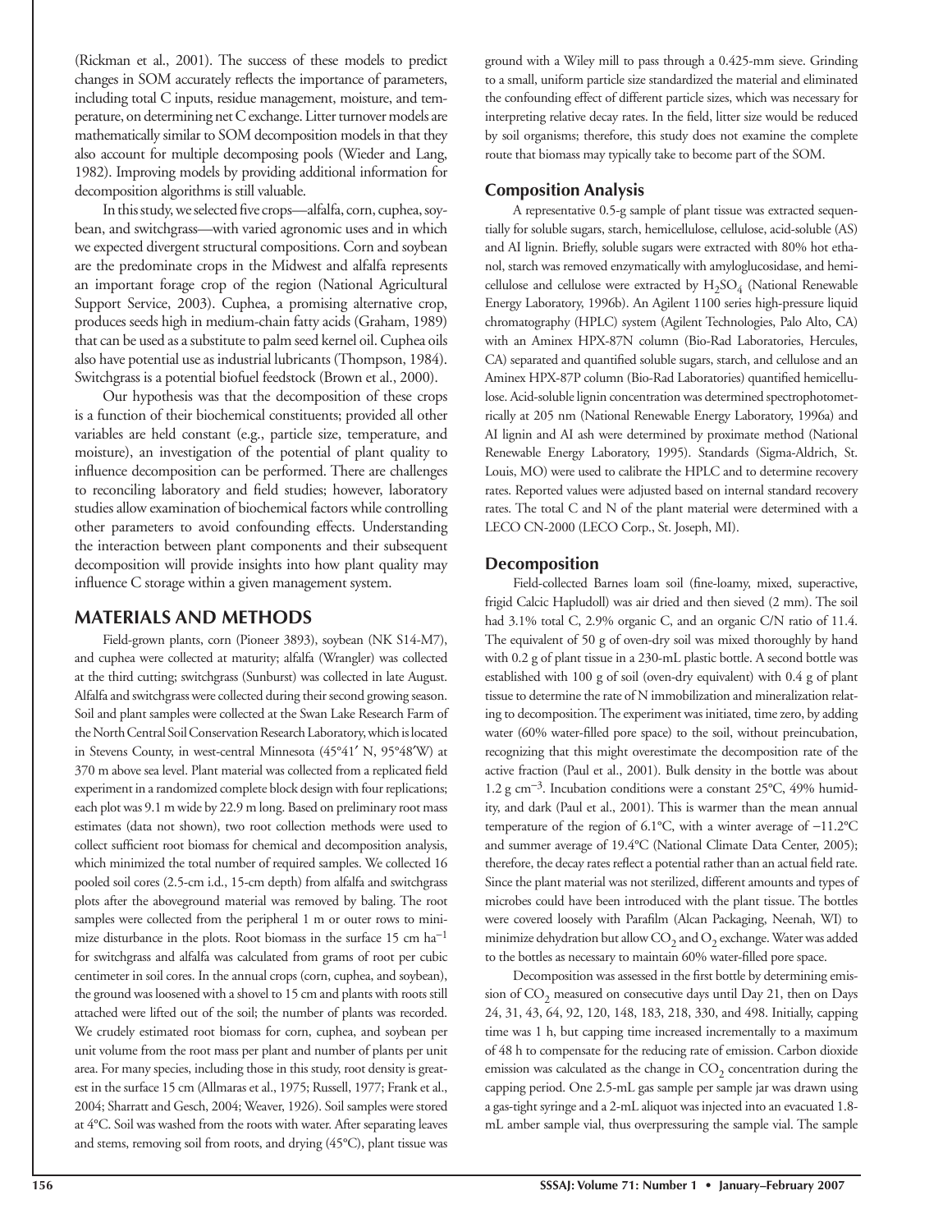(Rickman et al., 2001). The success of these models to predict changes in SOM accurately reflects the importance of parameters, including total C inputs, residue management, moisture, and temperature, on determining net C exchange. Litter turnover models are mathematically similar to SOM decomposition models in that they also account for multiple decomposing pools (Wieder and Lang, 1982). Improving models by providing additional information for decomposition algorithms is still valuable.

In this study, we selected five crops—alfalfa, corn, cuphea, soybean, and switchgrass—with varied agronomic uses and in which we expected divergent structural compositions. Corn and soybean are the predominate crops in the Midwest and alfalfa represents an important forage crop of the region (National Agricultural Support Service, 2003). Cuphea, a promising alternative crop, produces seeds high in medium-chain fatty acids (Graham, 1989) that can be used as a substitute to palm seed kernel oil. Cuphea oils also have potential use as industrial lubricants (Thompson, 1984). Switchgrass is a potential biofuel feedstock (Brown et al., 2000).

Our hypothesis was that the decomposition of these crops is a function of their biochemical constituents; provided all other variables are held constant (e.g., particle size, temperature, and moisture), an investigation of the potential of plant quality to influence decomposition can be performed. There are challenges to reconciling laboratory and field studies; however, laboratory studies allow examination of biochemical factors while controlling other parameters to avoid confounding effects. Understanding the interaction between plant components and their subsequent decomposition will provide insights into how plant quality may influence C storage within a given management system.

## MATERIALS AND METHODS

Field-grown plants, corn (Pioneer 3893), soybean (NK S14-M7), and cuphea were collected at maturity; alfalfa (Wrangler) was collected at the third cutting; switchgrass (Sunburst) was collected in late August. Alfalfa and switchgrass were collected during their second growing season. Soil and plant samples were collected at the Swan Lake Research Farm of the North Central Soil Conservation Research Laboratory, which is located in Stevens County, in west-central Minnesota (45°41′ N, 95°48′W) at 370 m above sea level. Plant material was collected from a replicated field experiment in a randomized complete block design with four replications; each plot was 9.1 m wide by 22.9 m long. Based on preliminary root mass estimates (data not shown), two root collection methods were used to collect sufficient root biomass for chemical and decomposition analysis, which minimized the total number of required samples. We collected 16 pooled soil cores (2.5-cm i.d., 15-cm depth) from alfalfa and switchgrass plots after the aboveground material was removed by baling. The root samples were collected from the peripheral 1 m or outer rows to minimize disturbance in the plots. Root biomass in the surface 15 cm $ha^{-1}$ for switchgrass and alfalfa was calculated from grams of root per cubic centimeter in soil cores. In the annual crops (corn, cuphea, and soybean), the ground was loosened with a shovel to 15 cm and plants with roots still attached were lifted out of the soil; the number of plants was recorded. We crudely estimated root biomass for corn, cuphea, and soybean per unit volume from the root mass per plant and number of plants per unit area. For many species, including those in this study, root density is greatest in the surface 15 cm (Allmaras et al., 1975; Russell, 1977; Frank et al., 2004; Sharratt and Gesch, 2004; Weaver, 1926). Soil samples were stored at 4°C. Soil was washed from the roots with water. After separating leaves and stems, removing soil from roots, and drying (45°C), plant tissue was ground with a Wiley mill to pass through a 0.425-mm sieve. Grinding to a small, uniform particle size standardized the material and eliminated the confounding effect of different particle sizes, which was necessary for interpreting relative decay rates. In the field, litter size would be reduced by soil organisms; therefore, this study does not examine the complete route that biomass may typically take to become part of the SOM.

### Composition Analysis

A representative 0.5-g sample of plant tissue was extracted sequentially for soluble sugars, starch, hemicellulose, cellulose, acid-soluble (AS) and AI lignin. Briefly, soluble sugars were extracted with 80% hot ethanol, starch was removed enzymatically with amyloglucosidase, and hemicellulose and cellulose were extracted by $H_2SO_4$ (National Renewable Energy Laboratory, 1996b). An Agilent 1100 series high-pressure liquid chromatography (HPLC) system (Agilent Technologies, Palo Alto, CA) with an Aminex HPX-87N column (Bio-Rad Laboratories, Hercules, CA) separated and quantified soluble sugars, starch, and cellulose and an Aminex HPX-87P column (Bio-Rad Laboratories) quantified hemicellulose. Acid-soluble lignin concentration was determined spectrophotometrically at 205 nm (National Renewable Energy Laboratory, 1996a) and AI lignin and AI ash were determined by proximate method (National Renewable Energy Laboratory, 1995). Standards (Sigma-Aldrich, St. Louis, MO) were used to calibrate the HPLC and to determine recovery rates. Reported values were adjusted based on internal standard recovery rates. The total C and N of the plant material were determined with a LECO CN-2000 (LECO Corp., St. Joseph, MI).

### Decomposition

Field-collected Barnes loam soil (fine-loamy, mixed, superactive, frigid Calcic Hapludoll) was air dried and then sieved (2 mm). The soil had 3.1% total C, 2.9% organic C, and an organic C/N ratio of 11.4. The equivalent of 50 g of oven-dry soil was mixed thoroughly by hand with 0.2 g of plant tissue in a 230-mL plastic bottle. A second bottle was established with 100 g of soil (oven-dry equivalent) with 0.4 g of plant tissue to determine the rate of N immobilization and mineralization relating to decomposition. The experiment was initiated, time zero, by adding water (60% water-filled pore space) to the soil, without preincubation, recognizing that this might overestimate the decomposition rate of the active fraction (Paul et al., 2001). Bulk density in the bottle was about 1.2 g $cm^{-3}$. Incubation conditions were a constant 25°C, 49% humidity, and dark (Paul et al., 2001). This is warmer than the mean annual temperature of the region of 6.1°C, with a winter average of −11.2°C and summer average of 19.4°C (National Climate Data Center, 2005); therefore, the decay rates reflect a potential rather than an actual field rate. Since the plant material was not sterilized, different amounts and types of microbes could have been introduced with the plant tissue. The bottles were covered loosely with Parafilm (Alcan Packaging, Neenah, WI) to minimize dehydration but allow $CO_2$ and $O_2$ exchange. Water was added to the bottles as necessary to maintain 60% water-filled pore space.

Decomposition was assessed in the first bottle by determining emission of $CO_2$ measured on consecutive days until Day 21, then on Days 24, 31, 43, 64, 92, 120, 148, 183, 218, 330, and 498. Initially, capping time was 1 h, but capping time increased incrementally to a maximum of 48 h to compensate for the reducing rate of emission. Carbon dioxide emission was calculated as the change in $CO_2$ concentration during the capping period. One 2.5-mL gas sample per sample jar was drawn using a gas-tight syringe and a 2-mL aliquot was injected into an evacuated 1.8-mL amber sample vial, thus overpressuring the sample vial. The sample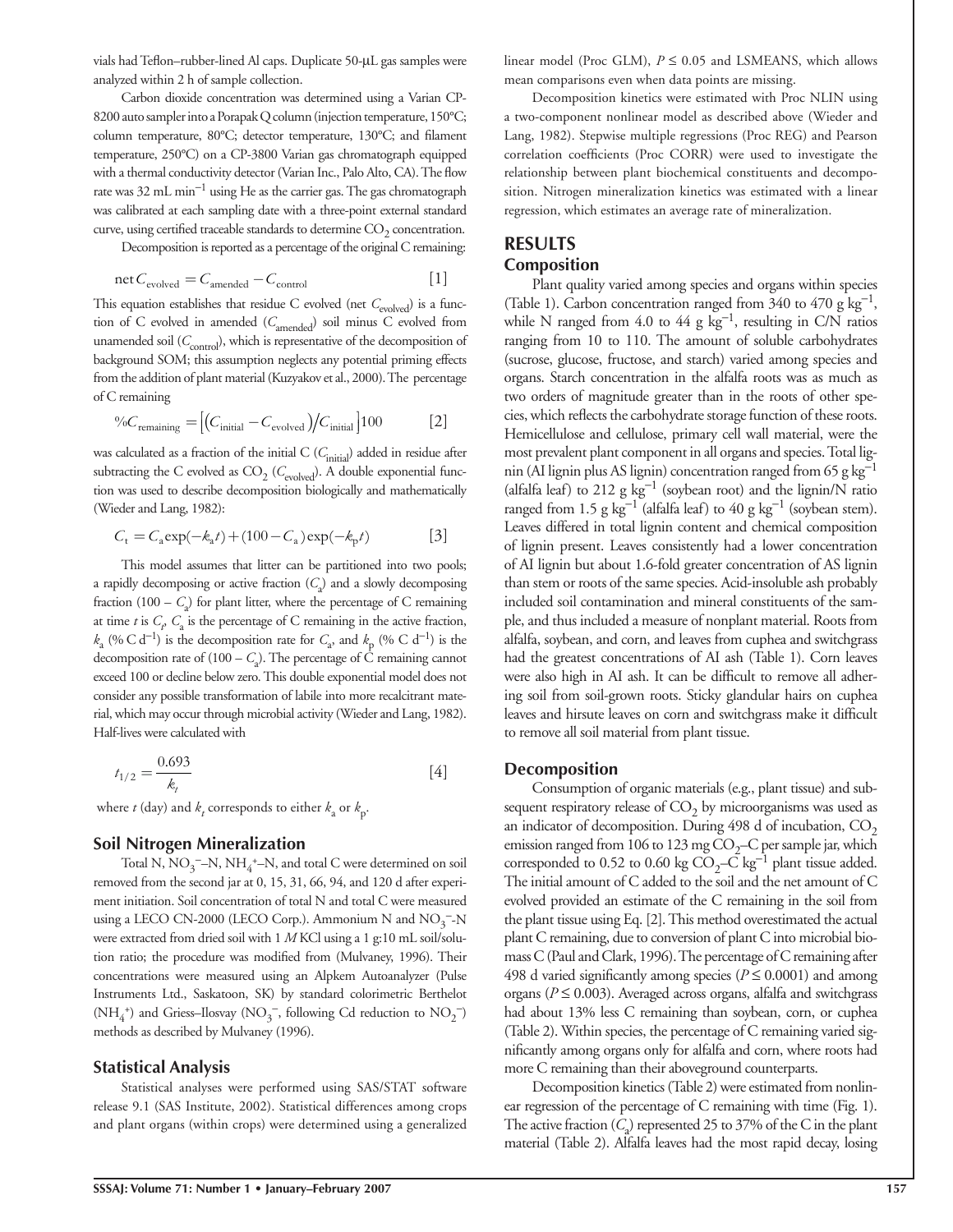vials had Teflon–rubber-lined Al caps. Duplicate 50-μL gas samples were analyzed within 2 h of sample collection.

Carbon dioxide concentration was determined using a Varian CP-8200 auto sampler into a Porapak Q column (injection temperature, 150°C; column temperature, 80°C; detector temperature, 130°C; and filament temperature, 250°C) on a CP-3800 Varian gas chromatograph equipped with a thermal conductivity detector (Varian Inc., Palo Alto, CA). The flow rate was 32 mL $min^{-1}$ using He as the carrier gas. The gas chromatograph was calibrated at each sampling date with a three-point external standard curve, using certified traceable standards to determine $CO_2$ concentration.

Decomposition is reported as a percentage of the original C remaining:

$$\text{net}\, C_{\text{evolved}} = C_{\text{amended}} - C_{\text{control}} \qquad [1]$$

This equation establishes that residue C evolved (net $C_{evolved}$) is a function of C evolved in amended ($C_{amended}$) soil minus C evolved from unamended soil ($C_{control}$), which is representative of the decomposition of background SOM; this assumption neglects any potential priming effects from the addition of plant material (Kuzyakov et al., 2000). The percentage of C remaining

$$\%C_{\text{remaining}} = \left[\left(C_{\text{initial}} - C_{\text{evolved}}\right)/C_{\text{initial}}\right]100 \qquad [2]$$

was calculated as a fraction of the initial C ($C_{initial}$) added in residue after subtracting the C evolved as $CO_2$ ($C_{evolved}$). A double exponential function was used to describe decomposition biologically and mathematically (Wieder and Lang, 1982):

$$C_t = C_a \exp(-k_a t) + (100 - C_a)\exp(-k_p t) \qquad [3]$$

This model assumes that litter can be partitioned into two pools; a rapidly decomposing or active fraction ($C_a$) and a slowly decomposing fraction ($100 - C_a$) for plant litter, where the percentage of C remaining at time $t$ is $C_t$, $C_a$ is the percentage of C remaining in the active fraction, $k_a$ (% C $d^{-1}$) is the decomposition rate for $C_a$, and $k_p$ (% C $d^{-1}$) is the decomposition rate of ($100 - C_a$). The percentage of C remaining cannot exceed 100 or decline below zero. This double exponential model does not consider any possible transformation of labile into more recalcitrant material, which may occur through microbial activity (Wieder and Lang, 1982). Half-lives were calculated with

$$t_{1/2} = \frac{0.693}{k_t} \qquad [4]$$

where $t$ (day) and $k_t$ corresponds to either $k_a$ or $k_p$.

### Soil Nitrogen Mineralization

Total N, $NO_3^-$–N, $NH_4^+$–N, and total C were determined on soil removed from the second jar at 0, 15, 31, 66, 94, and 120 d after experiment initiation. Soil concentration of total N and total C were measured using a LECO CN-2000 (LECO Corp.). Ammonium N and $NO_3^-$-N were extracted from dried soil with 1 $M$ KCl using a 1 g:10 mL soil/solution ratio; the procedure was modified from (Mulvaney, 1996). Their concentrations were measured using an Alpkem Autoanalyzer (Pulse Instruments Ltd., Saskatoon, SK) by standard colorimetric Berthelot ($NH_4^+$) and Griess–Ilosvay ($NO_3^-$, following Cd reduction to $NO_2^-$) methods as described by Mulvaney (1996).

### Statistical Analysis

Statistical analyses were performed using SAS/STAT software release 9.1 (SAS Institute, 2002). Statistical differences among crops and plant organs (within crops) were determined using a generalized linear model (Proc GLM), $P \leq 0.05$ and LSMEANS, which allows mean comparisons even when data points are missing.

Decomposition kinetics were estimated with Proc NLIN using a two-component nonlinear model as described above (Wieder and Lang, 1982). Stepwise multiple regressions (Proc REG) and Pearson correlation coefficients (Proc CORR) were used to investigate the relationship between plant biochemical constituents and decomposition. Nitrogen mineralization kinetics was estimated with a linear regression, which estimates an average rate of mineralization.

## RESULTS

### Composition

Plant quality varied among species and organs within species (Table 1). Carbon concentration ranged from 340 to 470 g $kg^{-1}$, while N ranged from 4.0 to 44 g $kg^{-1}$, resulting in C/N ratios ranging from 10 to 110. The amount of soluble carbohydrates (sucrose, glucose, fructose, and starch) varied among species and organs. Starch concentration in the alfalfa roots was as much as two orders of magnitude greater than in the roots of other species, which reflects the carbohydrate storage function of these roots. Hemicellulose and cellulose, primary cell wall material, were the most prevalent plant component in all organs and species. Total lignin (AI lignin plus AS lignin) concentration ranged from 65 g $kg^{-1}$ (alfalfa leaf) to 212 g $kg^{-1}$ (soybean root) and the lignin/N ratio ranged from 1.5 g $kg^{-1}$ (alfalfa leaf) to 40 g $kg^{-1}$ (soybean stem). Leaves differed in total lignin content and chemical composition of lignin present. Leaves consistently had a lower concentration of AI lignin but about 1.6-fold greater concentration of AS lignin than stem or roots of the same species. Acid-insoluble ash probably included soil contamination and mineral constituents of the sample, and thus included a measure of nonplant material. Roots from alfalfa, soybean, and corn, and leaves from cuphea and switchgrass had the greatest concentrations of AI ash (Table 1). Corn leaves were also high in AI ash. It can be difficult to remove all adhering soil from soil-grown roots. Sticky glandular hairs on cuphea leaves and hirsute leaves on corn and switchgrass make it difficult to remove all soil material from plant tissue.

### Decomposition

Consumption of organic materials (e.g., plant tissue) and subsequent respiratory release of $CO_2$ by microorganisms was used as an indicator of decomposition. During 498 d of incubation, $CO_2$ emission ranged from 106 to 123 mg $CO_2$–C per sample jar, which corresponded to 0.52 to 0.60 kg $CO_2$–C $kg^{-1}$ plant tissue added. The initial amount of C added to the soil and the net amount of C evolved provided an estimate of the C remaining in the soil from the plant tissue using Eq. [2]. This method overestimated the actual plant C remaining, due to conversion of plant C into microbial biomass C (Paul and Clark, 1996). The percentage of C remaining after 498 d varied significantly among species ($P \leq 0.0001$) and among organs ($P \leq 0.003$). Averaged across organs, alfalfa and switchgrass had about 13% less C remaining than soybean, corn, or cuphea (Table 2). Within species, the percentage of C remaining varied significantly among organs only for alfalfa and corn, where roots had more C remaining than their aboveground counterparts.

Decomposition kinetics (Table 2) were estimated from nonlinear regression of the percentage of C remaining with time (Fig. 1). The active fraction ($C_a$) represented 25 to 37% of the C in the plant material (Table 2). Alfalfa leaves had the most rapid decay, losing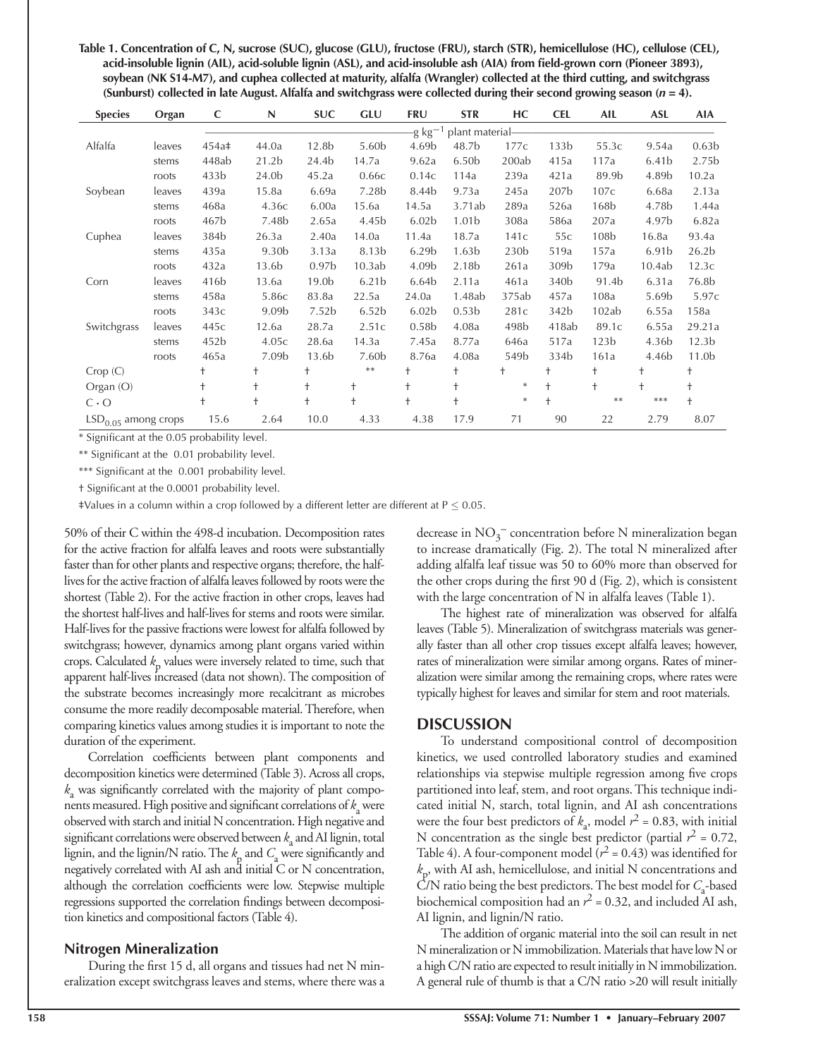**Table 1. Concentration of C, N, sucrose (SUC), glucose (GLU), fructose (FRU), starch (STR), hemicellulose (HC), cellulose (CEL), acid-insoluble lignin (AIL), acid-soluble lignin (ASL), and acid-insoluble ash (AIA) from field-grown corn (Pioneer 3893), soybean (NK S14-M7), and cuphea collected at maturity, alfalfa (Wrangler) collected at the third cutting, and switchgrass (Sunburst) collected in late August. Alfalfa and switchgrass were collected during their second growing season ($n$ = 4).**

| Species | Organ | C | N | SUC | GLU | FRU | STR | HC | CEL | AIL | ASL | AIA |
|---|---|---|---|---|---|---|---|---|---|---|---|---|
| | | $g\ kg^{-1}$ plant material | | | | | | | | | | |
| Alfalfa | leaves | 454a‡ | 44.0a | 12.8b | 5.60b | 4.69b | 48.7b | 177c | 133b | 55.3c | 9.54a | 0.63b |
| | stems | 448ab | 21.2b | 24.4b | 14.7a | 9.62a | 6.50b | 200ab | 415a | 117a | 6.41b | 2.75b |
| | roots | 433b | 24.0b | 45.2a | 0.66c | 0.14c | 114a | 239a | 421a | 89.9b | 4.89b | 10.2a |
| Soybean | leaves | 439a | 15.8a | 6.69a | 7.28b | 8.44b | 9.73a | 245a | 207b | 107c | 6.68a | 2.13a |
| | stems | 468a | 4.36c | 6.00a | 15.6a | 14.5a | 3.71ab | 289a | 526a | 168b | 4.78b | 1.44a |
| | roots | 467b | 7.48b | 2.65a | 4.45b | 6.02b | 1.01b | 308a | 586a | 207a | 4.97b | 6.82a |
| Cuphea | leaves | 384b | 26.3a | 2.40a | 14.0a | 11.4a | 18.7a | 141c | 55c | 108b | 16.8a | 93.4a |
| | stems | 435a | 9.30b | 3.13a | 8.13b | 6.29b | 1.63b | 230b | 519a | 157a | 6.91b | 26.2b |
| | roots | 432a | 13.6b | 0.97b | 10.3ab | 4.09b | 2.18b | 261a | 309b | 179a | 10.4ab | 12.3c |
| Corn | leaves | 416b | 13.6a | 19.0b | 6.21b | 6.64b | 2.11a | 461a | 340b | 91.4b | 6.31a | 76.8b |
| | stems | 458a | 5.86c | 83.8a | 22.5a | 24.0a | 1.48ab | 375ab | 457a | 108a | 5.69b | 5.97c |
| | roots | 343c | 9.09b | 7.52b | 6.52b | 6.02b | 0.53b | 281c | 342b | 102ab | 6.55a | 158a |
| Switchgrass | leaves | 445c | 12.6a | 28.7a | 2.51c | 0.58b | 4.08a | 498b | 418ab | 89.1c | 6.55a | 29.21a |
| | stems | 452b | 4.05c | 28.6a | 14.3a | 7.45a | 8.77a | 646a | 517a | 123b | 4.36b | 12.3b |
| | roots | 465a | 7.09b | 13.6b | 7.60b | 8.76a | 4.08a | 549b | 334b | 161a | 4.46b | 11.0b |
| Crop (C) | | † | † | † | ** | † | † | † | † | † | † | † |
| Organ (O) | | † | † | † | † | † | † | * | † | † | † | † |
| C · O | | † | † | † | † | † | † | * | † | ** | *** | † |
| $LSD_{0.05}$ among crops | | 15.6 | 2.64 | 10.0 | 4.33 | 4.38 | 17.9 | 71 | 90 | 22 | 2.79 | 8.07 |

\* Significant at the 0.05 probability level.

** Significant at the 0.01 probability level.

*** Significant at the 0.001 probability level.

† Significant at the 0.0001 probability level.

‡Values in a column within a crop followed by a different letter are different at P ≤ 0.05.

50% of their C within the 498-d incubation. Decomposition rates for the active fraction for alfalfa leaves and roots were substantially faster than for other plants and respective organs; therefore, the half-lives for the active fraction of alfalfa leaves followed by roots were the shortest (Table 2). For the active fraction in other crops, leaves had the shortest half-lives and half-lives for stems and roots were similar. Half-lives for the passive fractions were lowest for alfalfa followed by switchgrass; however, dynamics among plant organs varied within crops. Calculated $k_p$ values were inversely related to time, such that apparent half-lives increased (data not shown). The composition of the substrate becomes increasingly more recalcitrant as microbes consume the more readily decomposable material. Therefore, when comparing kinetics values among studies it is important to note the duration of the experiment.

Correlation coefficients between plant components and decomposition kinetics were determined (Table 3). Across all crops, $k_a$ was significantly correlated with the majority of plant components measured. High positive and significant correlations of $k_a$ were observed with starch and initial N concentration. High negative and significant correlations were observed between $k_a$ and AI lignin, total lignin, and the lignin/N ratio. The $k_p$ and $C_a$ were significantly and negatively correlated with AI ash and initial C or N concentration, although the correlation coefficients were low. Stepwise multiple regressions supported the correlation findings between decomposition kinetics and compositional factors (Table 4).

### Nitrogen Mineralization

During the first 15 d, all organs and tissues had net N mineralization except switchgrass leaves and stems, where there was a decrease in $NO_3^-$ concentration before N mineralization began to increase dramatically (Fig. 2). The total N mineralized after adding alfalfa leaf tissue was 50 to 60% more than observed for the other crops during the first 90 d (Fig. 2), which is consistent with the large concentration of N in alfalfa leaves (Table 1).

The highest rate of mineralization was observed for alfalfa leaves (Table 5). Mineralization of switchgrass materials was generally faster than all other crop tissues except alfalfa leaves; however, rates of mineralization were similar among organs. Rates of mineralization were similar among the remaining crops, where rates were typically highest for leaves and similar for stem and root materials.

## DISCUSSION

To understand compositional control of decomposition kinetics, we used controlled laboratory studies and examined relationships via stepwise multiple regression among five crops partitioned into leaf, stem, and root organs. This technique indicated initial N, starch, total lignin, and AI ash concentrations were the four best predictors of $k_a$, model $r^2$ = 0.83, with initial N concentration as the single best predictor (partial $r^2$ = 0.72, Table 4). A four-component model ($r^2$ = 0.43) was identified for $k_p$, with AI ash, hemicellulose, and initial N concentrations and C/N ratio being the best predictors. The best model for $C_a$-based biochemical composition had an $r^2$ = 0.32, and included AI ash, AI lignin, and lignin/N ratio.

The addition of organic material into the soil can result in net N mineralization or N immobilization. Materials that have low N or a high C/N ratio are expected to result initially in N immobilization. A general rule of thumb is that a C/N ratio >20 will result initially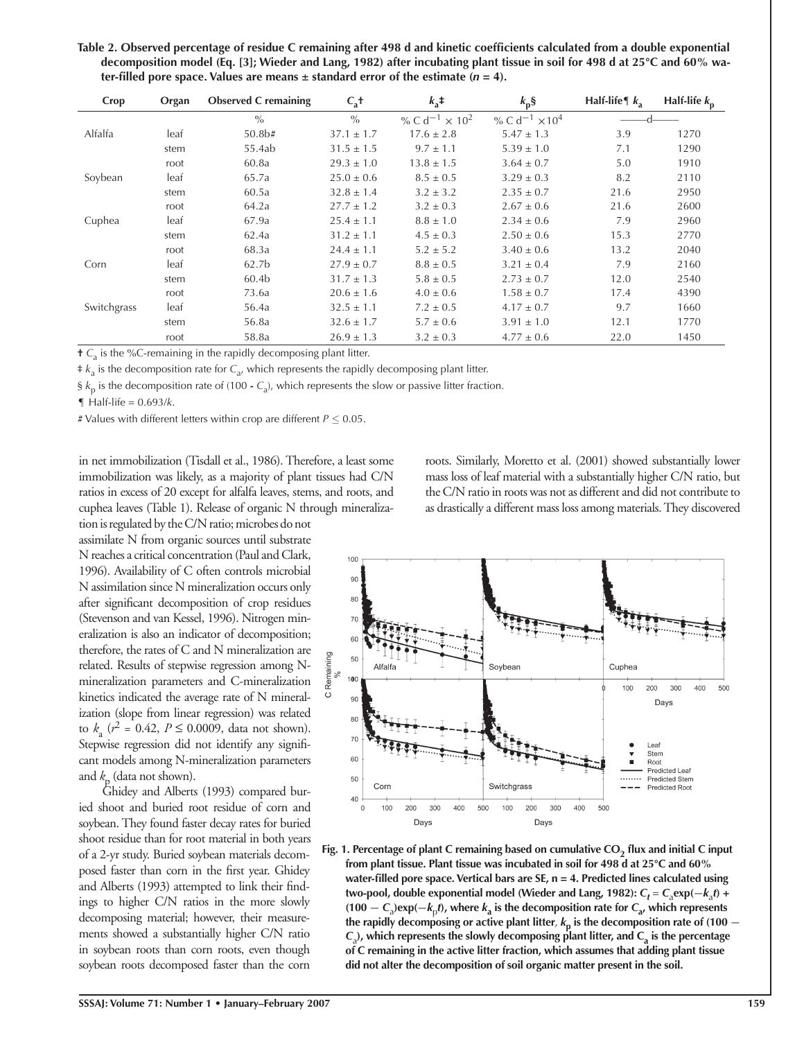**Table 2. Observed percentage of residue C remaining after 498 d and kinetic coefficients calculated from a double exponential decomposition model (Eq. [3]; Wieder and Lang, 1982) after incubating plant tissue in soil for 498 d at 25°C and 60% water-filled pore space. Values are means ± standard error of the estimate ($n$ = 4).**

| Crop | Organ | Observed C remaining | $C_a$† | $k_a$‡ | $k_p$§ | Half-life¶ $k_a$ | Half-life $k_p$ |
|---|---|---|---|---|---|---|---|
| | | % | % | % C $d^{-1}$ × $10^2$ | % C $d^{-1}$ ×$10^4$ | d | |
| Alfalfa | leaf | 50.8b# | 37.1 ± 1.7 | 17.6 ± 2.8 | 5.47 ± 1.3 | 3.9 | 1270 |
| | stem | 55.4ab | 31.5 ± 1.5 | 9.7 ± 1.1 | 5.39 ± 1.0 | 7.1 | 1290 |
| | root | 60.8a | 29.3 ± 1.0 | 13.8 ± 1.5 | 3.64 ± 0.7 | 5.0 | 1910 |
| Soybean | leaf | 65.7a | 25.0 ± 0.6 | 8.5 ± 0.5 | 3.29 ± 0.3 | 8.2 | 2110 |
| | stem | 60.5a | 32.8 ± 1.4 | 3.2 ± 3.2 | 2.35 ± 0.7 | 21.6 | 2950 |
| | root | 64.2a | 27.7 ± 1.2 | 3.2 ± 0.3 | 2.67 ± 0.6 | 21.6 | 2600 |
| Cuphea | leaf | 67.9a | 25.4 ± 1.1 | 8.8 ± 1.0 | 2.34 ± 0.6 | 7.9 | 2960 |
| | stem | 62.4a | 31.2 ± 1.1 | 4.5 ± 0.3 | 2.50 ± 0.6 | 15.3 | 2770 |
| | root | 68.3a | 24.4 ± 1.1 | 5.2 ± 5.2 | 3.40 ± 0.6 | 13.2 | 2040 |
| Corn | leaf | 62.7b | 27.9 ± 0.7 | 8.8 ± 0.5 | 3.21 ± 0.4 | 7.9 | 2160 |
| | stem | 60.4b | 31.7 ± 1.3 | 5.8 ± 0.5 | 2.73 ± 0.7 | 12.0 | 2540 |
| | root | 73.6a | 20.6 ± 1.6 | 4.0 ± 0.6 | 1.58 ± 0.7 | 17.4 | 4390 |
| Switchgrass | leaf | 56.4a | 32.5 ± 1.1 | 7.2 ± 0.5 | 4.17 ± 0.7 | 9.7 | 1660 |
| | stem | 56.8a | 32.6 ± 1.7 | 5.7 ± 0.6 | 3.91 ± 1.0 | 12.1 | 1770 |
| | root | 58.8a | 26.9 ± 1.3 | 3.2 ± 0.3 | 4.77 ± 0.6 | 22.0 | 1450 |

† $C_a$ is the %C-remaining in the rapidly decomposing plant litter.

‡ $k_a$ is the decomposition rate for $C_a$, which represents the rapidly decomposing plant litter.

§ $k_p$ is the decomposition rate of (100 - $C_a$), which represents the slow or passive litter fraction.

¶ Half-life = 0.693/$k$.

# Values with different letters within crop are different $P \leq 0.05$.

in net immobilization (Tisdall et al., 1986). Therefore, a least some immobilization was likely, as a majority of plant tissues had C/N ratios in excess of 20 except for alfalfa leaves, stems, and roots, and cuphea leaves (Table 1). Release of organic N through mineralization is regulated by the C/N ratio; microbes do not assimilate N from organic sources until substrate N reaches a critical concentration (Paul and Clark, 1996). Availability of C often controls microbial N assimilation since N mineralization occurs only after significant decomposition of crop residues (Stevenson and van Kessel, 1996). Nitrogen mineralization is also an indicator of decomposition; therefore, the rates of C and N mineralization are related. Results of stepwise regression among N-mineralization parameters and C-mineralization kinetics indicated the average rate of N mineralization (slope from linear regression) was related to $k_a$ ($r^2$ = 0.42, $P \leq 0.0009$, data not shown). Stepwise regression did not identify any significant models among N-mineralization parameters and $k_p$ (data not shown).

Ghidey and Alberts (1993) compared buried shoot and buried root residue of corn and soybean. They found faster decay rates for buried shoot residue than for root material in both years of a 2-yr study. Buried soybean materials decomposed faster than corn in the first year. Ghidey and Alberts (1993) attempted to link their findings to higher C/N ratios in the more slowly decomposing material; however, their measurements showed a substantially higher C/N ratio in soybean roots than corn roots, even though soybean roots decomposed faster than the corn roots. Similarly, Moretto et al. (2001) showed substantially lower mass loss of leaf material with a substantially higher C/N ratio, but the C/N ratio in roots was not as different and did not contribute to as drastically a different mass loss among materials. They discovered

**Fig. 1. Percentage of plant C remaining based on cumulative $CO_2$ flux and initial C input from plant tissue. Plant tissue was incubated in soil for 498 d at 25°C and 60% water-filled pore space. Vertical bars are SE, n = 4. Predicted lines calculated using two-pool, double exponential model (Wieder and Lang, 1982): $C_t = C_a\exp(-k_at) + (100 - C_a)\exp(-k_pt)$, where $k_a$ is the decomposition rate for $C_a$, which represents the rapidly decomposing or active plant litter, $k_p$ is the decomposition rate of (100 − $C_a$), which represents the slowly decomposing plant litter, and $C_a$ is the percentage of C remaining in the active litter fraction, which assumes that adding plant tissue did not alter the decomposition of soil organic matter present in the soil.**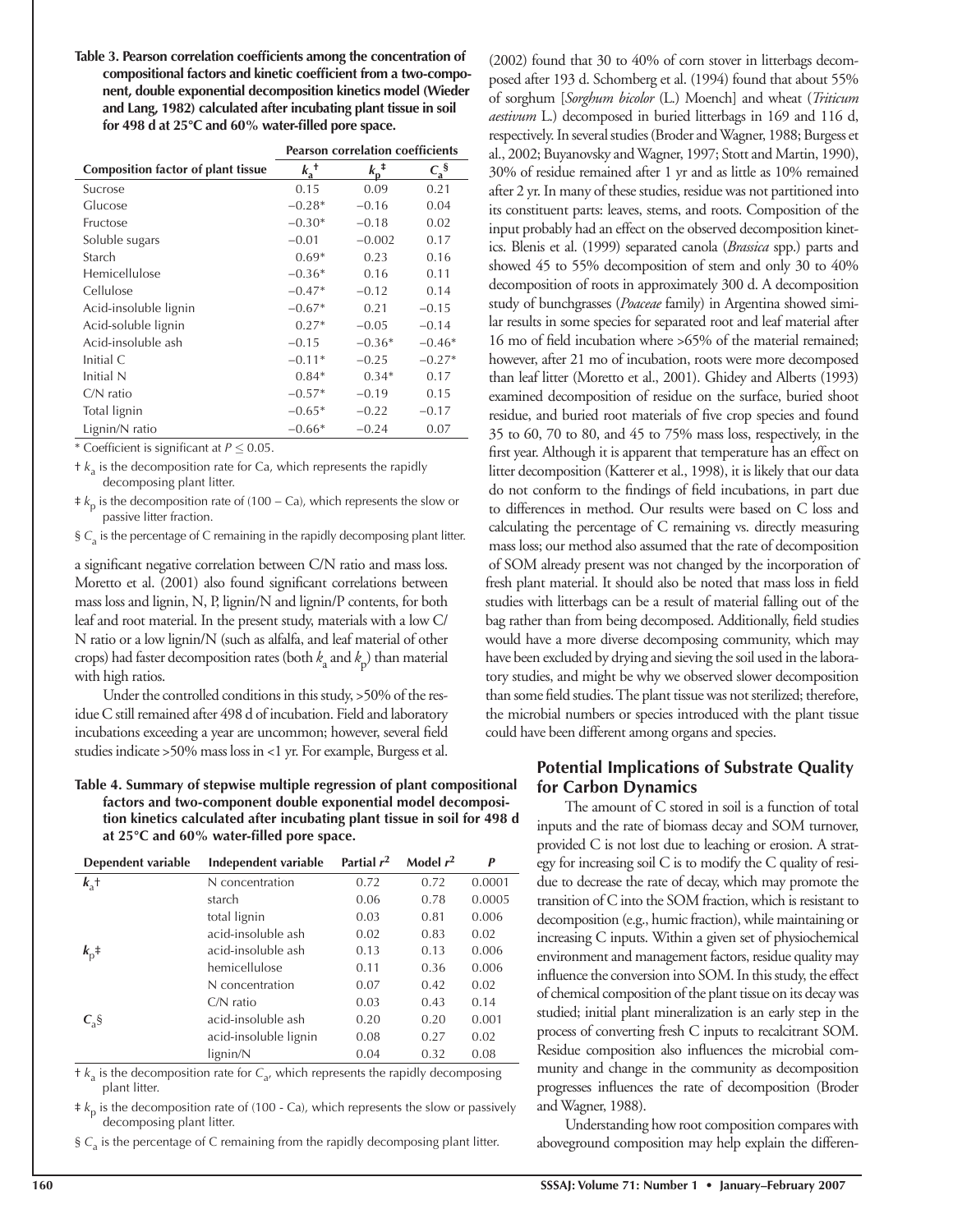**Table 3. Pearson correlation coefficients among the concentration of compositional factors and kinetic coefficient from a two-component, double exponential decomposition kinetics model (Wieder and Lang, 1982) calculated after incubating plant tissue in soil for 498 d at 25°C and 60% water-filled pore space.**

| Composition factor of plant tissue | Pearson correlation coefficients | | |
|---|---|---|---|
| | $k_a$† | $k_p$‡ | $C_a$§ |
| Sucrose | 0.15 | 0.09 | 0.21 |
| Glucose | −0.28* | −0.16 | 0.04 |
| Fructose | −0.30* | −0.18 | 0.02 |
| Soluble sugars | −0.01 | −0.002 | 0.17 |
| Starch | 0.69* | 0.23 | 0.16 |
| Hemicellulose | −0.36* | 0.16 | 0.11 |
| Cellulose | −0.47* | −0.12 | 0.14 |
| Acid-insoluble lignin | −0.67* | 0.21 | −0.15 |
| Acid-soluble lignin | 0.27* | −0.05 | −0.14 |
| Acid-insoluble ash | −0.15 | −0.36* | −0.46* |
| Initial C | −0.11* | −0.25 | −0.27* |
| Initial N | 0.84* | 0.34* | 0.17 |
| C/N ratio | −0.57* | −0.19 | 0.15 |
| Total lignin | −0.65* | −0.22 | −0.17 |
| Lignin/N ratio | −0.66* | −0.24 | 0.07 |

\* Coefficient is significant at $P \leq 0.05$.

† $k_a$ is the decomposition rate for Ca, which represents the rapidly decomposing plant litter.

‡ $k_p$ is the decomposition rate of (100 – Ca), which represents the slow or passive litter fraction.

§ $C_a$ is the percentage of C remaining in the rapidly decomposing plant litter.

a significant negative correlation between C/N ratio and mass loss. Moretto et al. (2001) also found significant correlations between mass loss and lignin, N, P, lignin/N and lignin/P contents, for both leaf and root material. In the present study, materials with a low C/N ratio or a low lignin/N (such as alfalfa, and leaf material of other crops) had faster decomposition rates (both $k_a$ and $k_p$) than material with high ratios.

Under the controlled conditions in this study, >50% of the residue C still remained after 498 d of incubation. Field and laboratory incubations exceeding a year are uncommon; however, several field studies indicate >50% mass loss in <1 yr. For example, Burgess et al. (2002) found that 30 to 40% of corn stover in litterbags decomposed after 193 d. Schomberg et al. (1994) found that about 55% of sorghum [*Sorghum bicolor* (L.) Moench] and wheat (*Triticum aestivum* L.) decomposed in buried litterbags in 169 and 116 d, respectively. In several studies (Broder and Wagner, 1988; Burgess et al., 2002; Buyanovsky and Wagner, 1997; Stott and Martin, 1990), 30% of residue remained after 1 yr and as little as 10% remained after 2 yr. In many of these studies, residue was not partitioned into its constituent parts: leaves, stems, and roots. Composition of the input probably had an effect on the observed decomposition kinetics. Blenis et al. (1999) separated canola (*Brassica* spp.) parts and showed 45 to 55% decomposition of stem and only 30 to 40% decomposition of roots in approximately 300 d. A decomposition study of bunchgrasses (*Poaceae* family) in Argentina showed similar results in some species for separated root and leaf material after 16 mo of field incubation where >65% of the material remained; however, after 21 mo of incubation, roots were more decomposed than leaf litter (Moretto et al., 2001). Ghidey and Alberts (1993) examined decomposition of residue on the surface, buried shoot residue, and buried root materials of five crop species and found 35 to 60, 70 to 80, and 45 to 75% mass loss, respectively, in the first year. Although it is apparent that temperature has an effect on litter decomposition (Katterer et al., 1998), it is likely that our data do not conform to the findings of field incubations, in part due to differences in method. Our results were based on C loss and calculating the percentage of C remaining vs. directly measuring mass loss; our method also assumed that the rate of decomposition of SOM already present was not changed by the incorporation of fresh plant material. It should also be noted that mass loss in field studies with litterbags can be a result of material falling out of the bag rather than from being decomposed. Additionally, field studies would have a more diverse decomposing community, which may have been excluded by drying and sieving the soil used in the laboratory studies, and might be why we observed slower decomposition than some field studies. The plant tissue was not sterilized; therefore, the microbial numbers or species introduced with the plant tissue could have been different among organs and species.

**Table 4. Summary of stepwise multiple regression of plant compositional factors and two-component double exponential model decomposition kinetics calculated after incubating plant tissue in soil for 498 d at 25°C and 60% water-filled pore space.**

| Dependent variable | Independent variable | Partial $r^2$ | Model $r^2$ | P |
|---|---|---|---|---|
| $k_a$† | N concentration | 0.72 | 0.72 | 0.0001 |
| | starch | 0.06 | 0.78 | 0.0005 |
| | total lignin | 0.03 | 0.81 | 0.006 |
| | acid-insoluble ash | 0.02 | 0.83 | 0.02 |
| $k_p$‡ | acid-insoluble ash | 0.13 | 0.13 | 0.006 |
| | hemicellulose | 0.11 | 0.36 | 0.006 |
| | N concentration | 0.07 | 0.42 | 0.02 |
| | C/N ratio | 0.03 | 0.43 | 0.14 |
| $C_a$§ | acid-insoluble ash | 0.20 | 0.20 | 0.001 |
| | acid-insoluble lignin | 0.08 | 0.27 | 0.02 |
| | lignin/N | 0.04 | 0.32 | 0.08 |

† $k_a$ is the decomposition rate for $C_a$, which represents the rapidly decomposing plant litter.

‡ $k_p$ is the decomposition rate of (100 - Ca), which represents the slow or passively decomposing plant litter.

§ $C_a$ is the percentage of C remaining from the rapidly decomposing plant litter.

## Potential Implications of Substrate Quality for Carbon Dynamics

The amount of C stored in soil is a function of total inputs and the rate of biomass decay and SOM turnover, provided C is not lost due to leaching or erosion. A strategy for increasing soil C is to modify the C quality of residue to decrease the rate of decay, which may promote the transition of C into the SOM fraction, which is resistant to decomposition (e.g., humic fraction), while maintaining or increasing C inputs. Within a given set of physiochemical environment and management factors, residue quality may influence the conversion into SOM. In this study, the effect of chemical composition of the plant tissue on its decay was studied; initial plant mineralization is an early step in the process of converting fresh C inputs to recalcitrant SOM. Residue composition also influences the microbial community and change in the community as decomposition progresses influences the rate of decomposition (Broder and Wagner, 1988).

Understanding how root composition compares with aboveground composition may help explain the differen-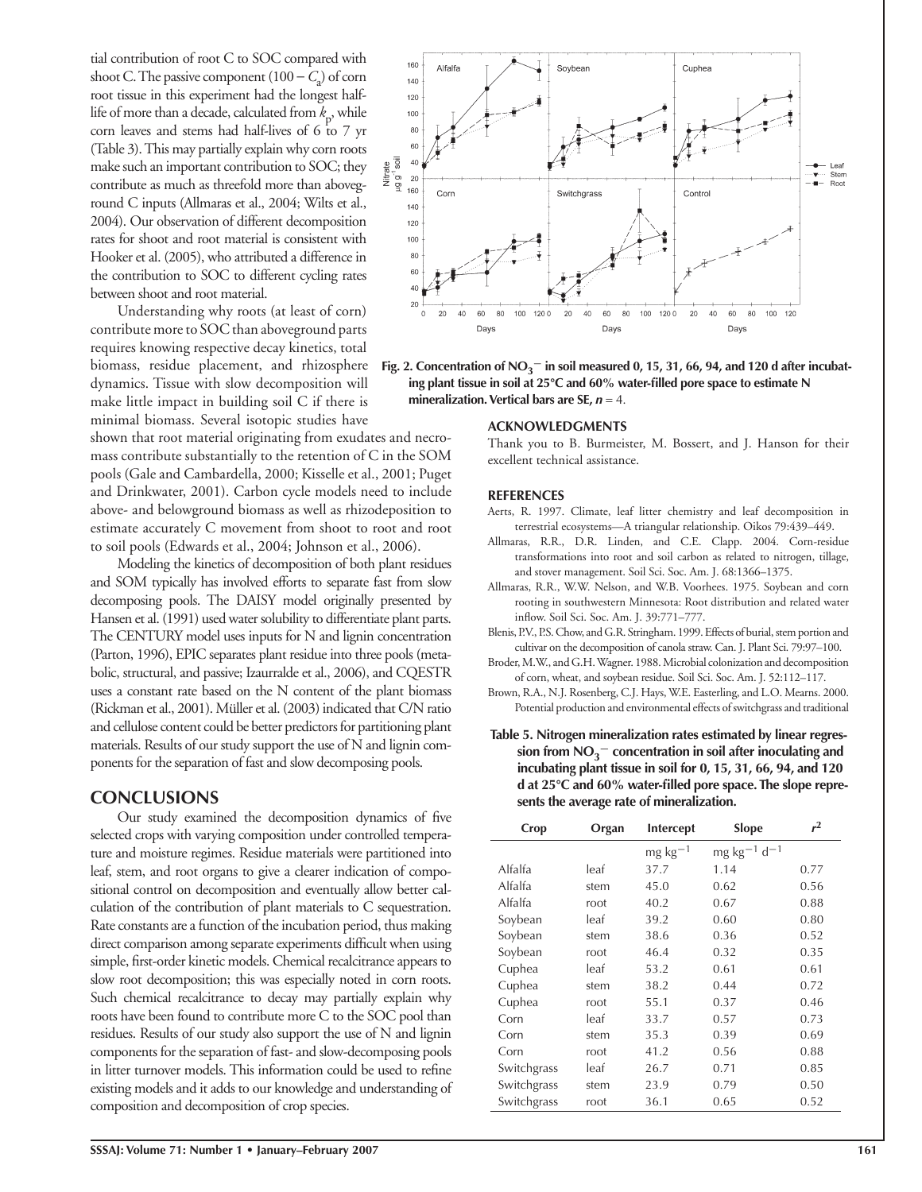tial contribution of root C to SOC compared with shoot C. The passive component ($100 - C_a$) of corn root tissue in this experiment had the longest half-life of more than a decade, calculated from $k_p$, while corn leaves and stems had half-lives of 6 to 7 yr (Table 3). This may partially explain why corn roots make such an important contribution to SOC; they contribute as much as threefold more than aboveground C inputs (Allmaras et al., 2004; Wilts et al., 2004). Our observation of different decomposition rates for shoot and root material is consistent with Hooker et al. (2005), who attributed a difference in the contribution to SOC to different cycling rates between shoot and root material.

Understanding why roots (at least of corn) contribute more to SOC than aboveground parts requires knowing respective decay kinetics, total biomass, residue placement, and rhizosphere dynamics. Tissue with slow decomposition will make little impact in building soil C if there is minimal biomass. Several isotopic studies have shown that root material originating from exudates and necromass contribute substantially to the retention of C in the SOM pools (Gale and Cambardella, 2000; Kisselle et al., 2001; Puget and Drinkwater, 2001). Carbon cycle models need to include above- and belowground biomass as well as rhizodeposition to estimate accurately C movement from shoot to root and root to soil pools (Edwards et al., 2004; Johnson et al., 2006).

Modeling the kinetics of decomposition of both plant residues and SOM typically has involved efforts to separate fast from slow decomposing pools. The DAISY model originally presented by Hansen et al. (1991) used water solubility to differentiate plant parts. The CENTURY model uses inputs for N and lignin concentration (Parton, 1996), EPIC separates plant residue into three pools (metabolic, structural, and passive; Izaurralde et al., 2006), and CQESTR uses a constant rate based on the N content of the plant biomass (Rickman et al., 2001). Müller et al. (2003) indicated that C/N ratio and cellulose content could be better predictors for partitioning plant materials. Results of our study support the use of N and lignin components for the separation of fast and slow decomposing pools.

## CONCLUSIONS

Our study examined the decomposition dynamics of five selected crops with varying composition under controlled temperature and moisture regimes. Residue materials were partitioned into leaf, stem, and root organs to give a clearer indication of compositional control on decomposition and eventually allow better calculation of the contribution of plant materials to C sequestration. Rate constants are a function of the incubation period, thus making direct comparison among separate experiments difficult when using simple, first-order kinetic models. Chemical recalcitrance appears to slow root decomposition; this was especially noted in corn roots. Such chemical recalcitrance to decay may partially explain why roots have been found to contribute more C to the SOC pool than residues. Results of our study also support the use of N and lignin components for the separation of fast- and slow-decomposing pools in litter turnover models. This information could be used to refine existing models and it adds to our knowledge and understanding of composition and decomposition of crop species.

**Fig. 2. Concentration of $NO_3^-$ in soil measured 0, 15, 31, 66, 94, and 120 d after incubating plant tissue in soil at 25°C and 60% water-filled pore space to estimate N mineralization. Vertical bars are SE, $n = 4$.**

**Table 5. Nitrogen mineralization rates estimated by linear regression from $NO_3^-$ concentration in soil after inoculating and incubating plant tissue in soil for 0, 15, 31, 66, 94, and 120 d at 25°C and 60% water-filled pore space. The slope represents the average rate of mineralization.**

| Crop | Organ | Intercept | Slope | $r^2$ |
|---|---|---|---|---|
| | | mg kg$^{-1}$ | mg kg$^{-1}$ d$^{-1}$ | |
| Alfalfa | leaf | 37.7 | 1.14 | 0.77 |
| Alfalfa | stem | 45.0 | 0.62 | 0.56 |
| Alfalfa | root | 40.2 | 0.67 | 0.88 |
| Soybean | leaf | 39.2 | 0.60 | 0.80 |
| Soybean | stem | 38.6 | 0.36 | 0.52 |
| Soybean | root | 46.4 | 0.32 | 0.35 |
| Cuphea | leaf | 53.2 | 0.61 | 0.61 |
| Cuphea | stem | 38.2 | 0.44 | 0.72 |
| Cuphea | root | 55.1 | 0.37 | 0.46 |
| Corn | leaf | 33.7 | 0.57 | 0.73 |
| Corn | stem | 35.3 | 0.39 | 0.69 |
| Corn | root | 41.2 | 0.56 | 0.88 |
| Switchgrass | leaf | 26.7 | 0.71 | 0.85 |
| Switchgrass | stem | 23.9 | 0.79 | 0.50 |
| Switchgrass | root | 36.1 | 0.65 | 0.52 |

### ACKNOWLEDGMENTS

Thank you to B. Burmeister, M. Bossert, and J. Hanson for their excellent technical assistance.

### REFERENCES

- Aerts, R. 1997. Climate, leaf litter chemistry and leaf decomposition in terrestrial ecosystems—A triangular relationship. Oikos 79:439–449.
- Allmaras, R.R., D.R. Linden, and C.E. Clapp. 2004. Corn-residue transformations into root and soil carbon as related to nitrogen, tillage, and stover management. Soil Sci. Soc. Am. J. 68:1366–1375.
- Allmaras, R.R., W.W. Nelson, and W.B. Voorhees. 1975. Soybean and corn rooting in southwestern Minnesota: Root distribution and related water inflow. Soil Sci. Soc. Am. J. 39:771–777.
- Blenis, P.V., P.S. Chow, and G.R. Stringham. 1999. Effects of burial, stem portion and cultivar on the decomposition of canola straw. Can. J. Plant Sci. 79:97–100.
- Broder, M.W., and G.H. Wagner. 1988. Microbial colonization and decomposition of corn, wheat, and soybean residue. Soil Sci. Soc. Am. J. 52:112–117.
- Brown, R.A., N.J. Rosenberg, C.J. Hays, W.E. Easterling, and L.O. Mearns. 2000. Potential production and environmental effects of switchgrass and traditional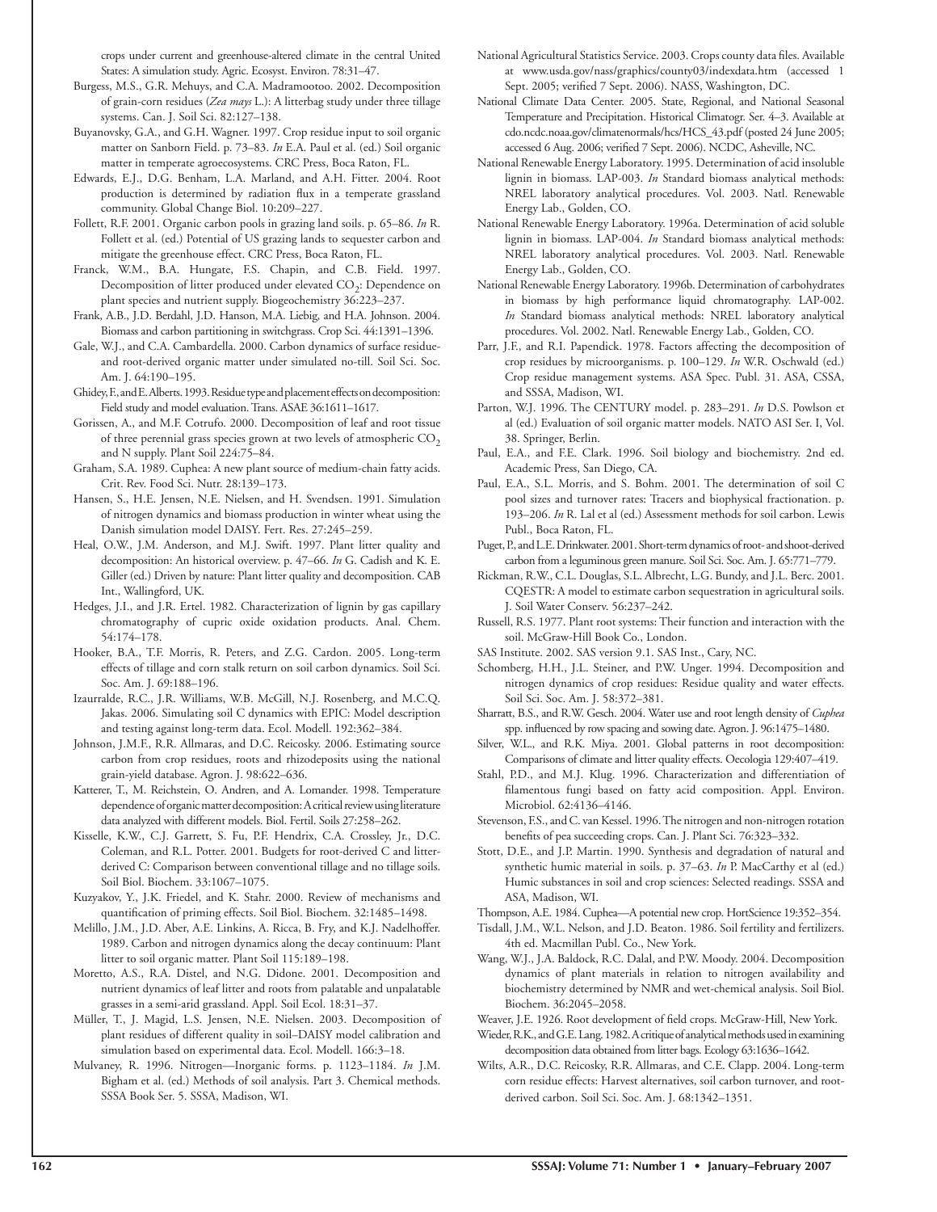crops under current and greenhouse-altered climate in the central United States: A simulation study. Agric. Ecosyst. Environ. 78:31–47.

Burgess, M.S., G.R. Mehuys, and C.A. Madramootoo. 2002. Decomposition of grain-corn residues (*Zea mays* L.): A litterbag study under three tillage systems. Can. J. Soil Sci. 82:127–138.

Buyanovsky, G.A., and G.H. Wagner. 1997. Crop residue input to soil organic matter on Sanborn Field. p. 73–83. *In* E.A. Paul et al. (ed.) Soil organic matter in temperate agroecosystems. CRC Press, Boca Raton, FL.

Edwards, E.J., D.G. Benham, L.A. Marland, and A.H. Fitter. 2004. Root production is determined by radiation flux in a temperate grassland community. Global Change Biol. 10:209–227.

Follett, R.F. 2001. Organic carbon pools in grazing land soils. p. 65–86. *In* R. Follett et al. (ed.) Potential of US grazing lands to sequester carbon and mitigate the greenhouse effect. CRC Press, Boca Raton, FL.

Franck, W.M., B.A. Hungate, F.S. Chapin, and C.B. Field. 1997. Decomposition of litter produced under elevated $CO_2$: Dependence on plant species and nutrient supply. Biogeochemistry 36:223–237.

Frank, A.B., J.D. Berdahl, J.D. Hanson, M.A. Liebig, and H.A. Johnson. 2004. Biomass and carbon partitioning in switchgrass. Crop Sci. 44:1391–1396.

Gale, W.J., and C.A. Cambardella. 2000. Carbon dynamics of surface residue- and root-derived organic matter under simulated no-till. Soil Sci. Soc. Am. J. 64:190–195.

Ghidey, F., and E. Alberts. 1993. Residue type and placement effects on decomposition: Field study and model evaluation. Trans. ASAE 36:1611–1617.

Gorissen, A., and M.F. Cotrufo. 2000. Decomposition of leaf and root tissue of three perennial grass species grown at two levels of atmospheric $CO_2$ and N supply. Plant Soil 224:75–84.

Graham, S.A. 1989. Cuphea: A new plant source of medium-chain fatty acids. Crit. Rev. Food Sci. Nutr. 28:139–173.

Hansen, S., H.E. Jensen, N.E. Nielsen, and H. Svendsen. 1991. Simulation of nitrogen dynamics and biomass production in winter wheat using the Danish simulation model DAISY. Fert. Res. 27:245–259.

Heal, O.W., J.M. Anderson, and M.J. Swift. 1997. Plant litter quality and decomposition: An historical overview. p. 47–66. *In* G. Cadish and K. E. Giller (ed.) Driven by nature: Plant litter quality and decomposition. CAB Int., Wallingford, UK.

Hedges, J.I., and J.R. Ertel. 1982. Characterization of lignin by gas capillary chromatography of cupric oxide oxidation products. Anal. Chem. 54:174–178.

Hooker, B.A., T.F. Morris, R. Peters, and Z.G. Cardon. 2005. Long-term effects of tillage and corn stalk return on soil carbon dynamics. Soil Sci. Soc. Am. J. 69:188–196.

Izaurralde, R.C., J.R. Williams, W.B. McGill, N.J. Rosenberg, and M.C.Q. Jakas. 2006. Simulating soil C dynamics with EPIC: Model description and testing against long-term data. Ecol. Modell. 192:362–384.

Johnson, J.M.F., R.R. Allmaras, and D.C. Reicosky. 2006. Estimating source carbon from crop residues, roots and rhizodeposits using the national grain-yield database. Agron. J. 98:622–636.

Katterer, T., M. Reichstein, O. Andren, and A. Lomander. 1998. Temperature dependence of organic matter decomposition: A critical review using literature data analyzed with different models. Biol. Fertil. Soils 27:258–262.

Kisselle, K.W., C.J. Garrett, S. Fu, P.F. Hendrix, C.A. Crossley, Jr., D.C. Coleman, and R.L. Potter. 2001. Budgets for root-derived C and litter-derived C: Comparison between conventional tillage and no tillage soils. Soil Biol. Biochem. 33:1067–1075.

Kuzyakov, Y., J.K. Friedel, and K. Stahr. 2000. Review of mechanisms and quantification of priming effects. Soil Biol. Biochem. 32:1485–1498.

Melillo, J.M., J.D. Aber, A.E. Linkins, A. Ricca, B. Fry, and K.J. Nadelhoffer. 1989. Carbon and nitrogen dynamics along the decay continuum: Plant litter to soil organic matter. Plant Soil 115:189–198.

Moretto, A.S., R.A. Distel, and N.G. Didone. 2001. Decomposition and nutrient dynamics of leaf litter and roots from palatable and unpalatable grasses in a semi-arid grassland. Appl. Soil Ecol. 18:31–37.

Müller, T., J. Magid, L.S. Jensen, N.E. Nielsen. 2003. Decomposition of plant residues of different quality in soil–DAISY model calibration and simulation based on experimental data. Ecol. Modell. 166:3–18.

Mulvaney, R. 1996. Nitrogen—Inorganic forms. p. 1123–1184. *In* J.M. Bigham et al. (ed.) Methods of soil analysis. Part 3. Chemical methods. SSSA Book Ser. 5. SSSA, Madison, WI.

National Agricultural Statistics Service. 2003. Crops county data files. Available at www.usda.gov/nass/graphics/county03/indexdata.htm (accessed 1 Sept. 2005; verified 7 Sept. 2006). NASS, Washington, DC.

National Climate Data Center. 2005. State, Regional, and National Seasonal Temperature and Precipitation. Historical Climatogr. Ser. 4–3. Available at cdo.ncdc.noaa.gov/climatenormals/hcs/HCS_43.pdf (posted 24 June 2005; accessed 6 Aug. 2006; verified 7 Sept. 2006). NCDC, Asheville, NC.

National Renewable Energy Laboratory. 1995. Determination of acid insoluble lignin in biomass. LAP-003. *In* Standard biomass analytical methods: NREL laboratory analytical procedures. Vol. 2003. Natl. Renewable Energy Lab., Golden, CO.

National Renewable Energy Laboratory. 1996a. Determination of acid soluble lignin in biomass. LAP-004. *In* Standard biomass analytical methods: NREL laboratory analytical procedures. Vol. 2003. Natl. Renewable Energy Lab., Golden, CO.

National Renewable Energy Laboratory. 1996b. Determination of carbohydrates in biomass by high performance liquid chromatography. LAP-002. *In* Standard biomass analytical methods: NREL laboratory analytical procedures. Vol. 2002. Natl. Renewable Energy Lab., Golden, CO.

Parr, J.F., and R.I. Papendick. 1978. Factors affecting the decomposition of crop residues by microorganisms. p. 100–129. *In* W.R. Oschwald (ed.) Crop residue management systems. ASA Spec. Publ. 31. ASA, CSSA, and SSSA, Madison, WI.

Parton, W.J. 1996. The CENTURY model. p. 283–291. *In* D.S. Powlson et al (ed.) Evaluation of soil organic matter models. NATO ASI Ser. I, Vol. 38. Springer, Berlin.

Paul, E.A., and F.E. Clark. 1996. Soil biology and biochemistry. 2nd ed. Academic Press, San Diego, CA.

Paul, E.A., S.L. Morris, and S. Bohm. 2001. The determination of soil C pool sizes and turnover rates: Tracers and biophysical fractionation. p. 193–206. *In* R. Lal et al (ed.) Assessment methods for soil carbon. Lewis Publ., Boca Raton, FL.

Puget, P., and L.E. Drinkwater. 2001. Short-term dynamics of root- and shoot-derived carbon from a leguminous green manure. Soil Sci. Soc. Am. J. 65:771–779.

Rickman, R.W., C.L. Douglas, S.L. Albrecht, L.G. Bundy, and J.L. Berc. 2001. CQESTR: A model to estimate carbon sequestration in agricultural soils. J. Soil Water Conserv. 56:237–242.

Russell, R.S. 1977. Plant root systems: Their function and interaction with the soil. McGraw-Hill Book Co., London.

SAS Institute. 2002. SAS version 9.1. SAS Inst., Cary, NC.

Schomberg, H.H., J.L. Steiner, and P.W. Unger. 1994. Decomposition and nitrogen dynamics of crop residues: Residue quality and water effects. Soil Sci. Soc. Am. J. 58:372–381.

Sharratt, B.S., and R.W. Gesch. 2004. Water use and root length density of *Cuphea* spp. influenced by row spacing and sowing date. Agron. J. 96:1475–1480.

Silver, W.L., and R.K. Miya. 2001. Global patterns in root decomposition: Comparisons of climate and litter quality effects. Oecologia 129:407–419.

Stahl, P.D., and M.J. Klug. 1996. Characterization and differentiation of filamentous fungi based on fatty acid composition. Appl. Environ. Microbiol. 62:4136–4146.

Stevenson, F.S., and C. van Kessel. 1996. The nitrogen and non-nitrogen rotation benefits of pea succeeding crops. Can. J. Plant Sci. 76:323–332.

Stott, D.E., and J.P. Martin. 1990. Synthesis and degradation of natural and synthetic humic material in soils. p. 37–63. *In* P. MacCarthy et al (ed.) Humic substances in soil and crop sciences: Selected readings. SSSA and ASA, Madison, WI.

Thompson, A.E. 1984. Cuphea—A potential new crop. HortScience 19:352–354.

Tisdall, J.M., W.L. Nelson, and J.D. Beaton. 1986. Soil fertility and fertilizers. 4th ed. Macmillan Publ. Co., New York.

Wang, W.J., J.A. Baldock, R.C. Dalal, and P.W. Moody. 2004. Decomposition dynamics of plant materials in relation to nitrogen availability and biochemistry determined by NMR and wet-chemical analysis. Soil Biol. Biochem. 36:2045–2058.

Weaver, J.E. 1926. Root development of field crops. McGraw-Hill, New York.

Wieder, R.K., and G.E. Lang. 1982. A critique of analytical methods used in examining decomposition data obtained from litter bags. Ecology 63:1636–1642.

Wilts, A.R., D.C. Reicosky, R.R. Allmaras, and C.E. Clapp. 2004. Long-term corn residue effects: Harvest alternatives, soil carbon turnover, and root-derived carbon. Soil Sci. Soc. Am. J. 68:1342–1351.